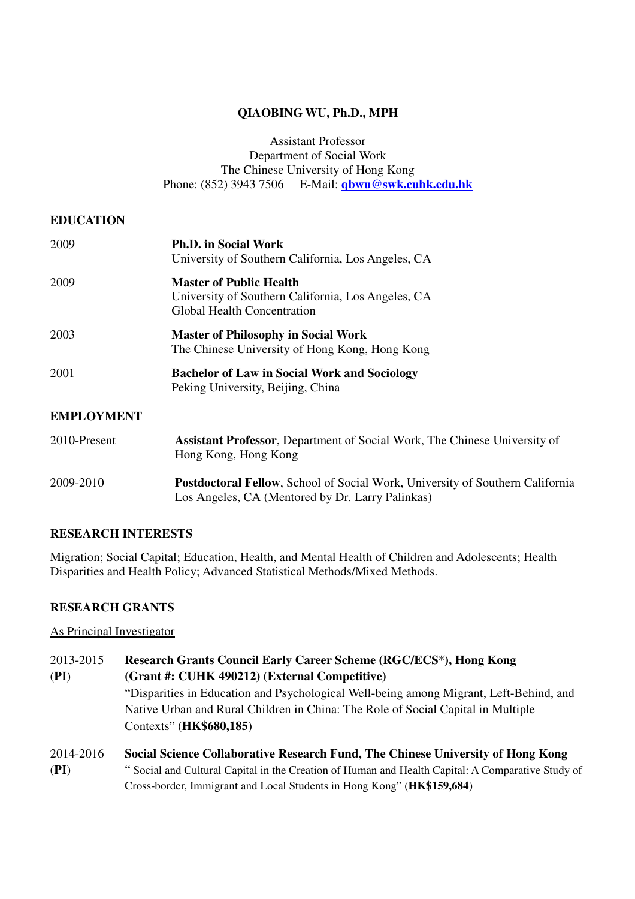# QIAOBING WU, Ph.D., MPH

Assistant Professor
Department of Social Work
The Chinese University of Hong Kong
Phone: (852) 3943 7506 E-Mail: **qbwu@swk.cuhk.edu.hk**

## EDUCATION

2009 **Ph.D. in Social Work**
University of Southern California, Los Angeles, CA

2009 **Master of Public Health**
University of Southern California, Los Angeles, CA
Global Health Concentration

2003 **Master of Philosophy in Social Work**
The Chinese University of Hong Kong, Hong Kong

2001 **Bachelor of Law in Social Work and Sociology**
Peking University, Beijing, China

## EMPLOYMENT

2010-Present **Assistant Professor**, Department of Social Work, The Chinese University of Hong Kong, Hong Kong

2009-2010 **Postdoctoral Fellow**, School of Social Work, University of Southern California Los Angeles, CA (Mentored by Dr. Larry Palinkas)

## RESEARCH INTERESTS

Migration; Social Capital; Education, Health, and Mental Health of Children and Adolescents; Health Disparities and Health Policy; Advanced Statistical Methods/Mixed Methods.

## RESEARCH GRANTS

As Principal Investigator

2013-2015 (**PI**) **Research Grants Council Early Career Scheme (RGC/ECS*), Hong Kong (Grant #: CUHK 490212) (External Competitive)**
"Disparities in Education and Psychological Well-being among Migrant, Left-Behind, and Native Urban and Rural Children in China: The Role of Social Capital in Multiple Contexts" (**HK$680,185**)

2014-2016 (**PI**) **Social Science Collaborative Research Fund, The Chinese University of Hong Kong**
" Social and Cultural Capital in the Creation of Human and Health Capital: A Comparative Study of Cross-border, Immigrant and Local Students in Hong Kong" (**HK$159,684**)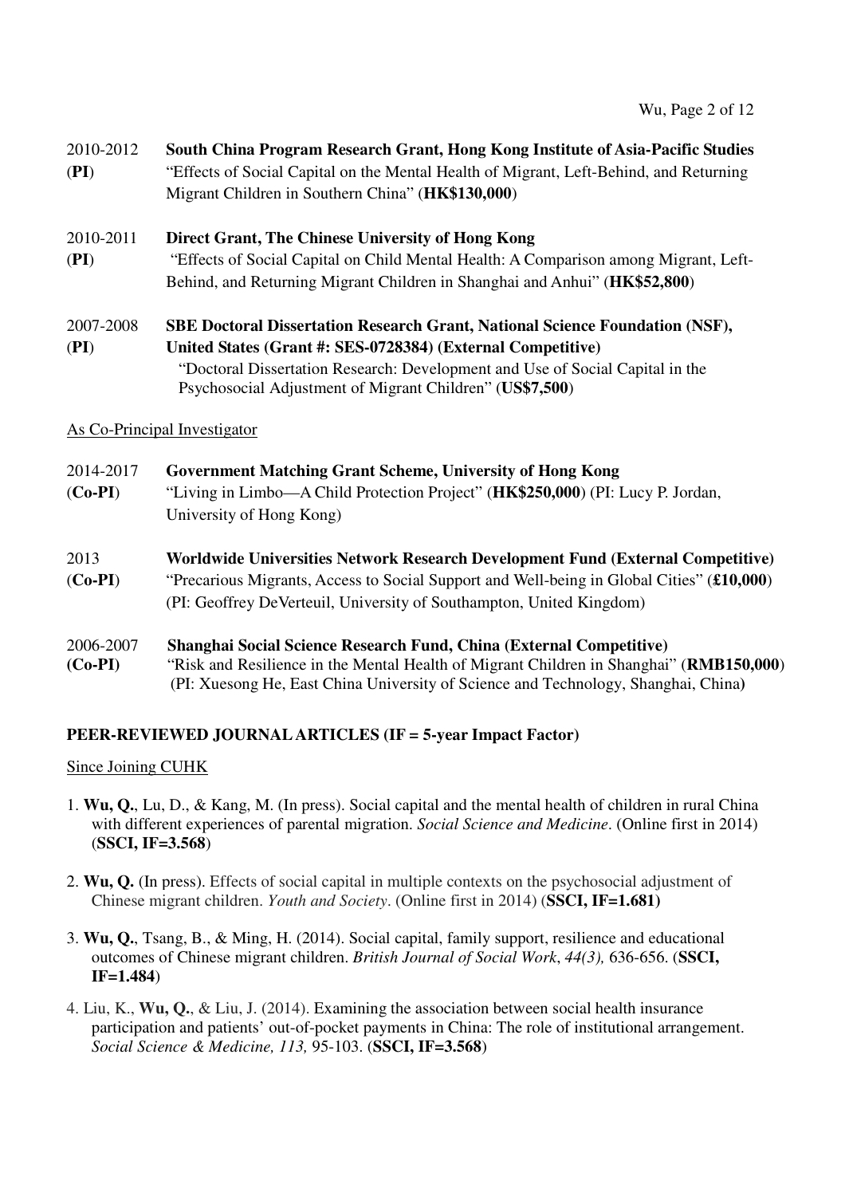2010-2012 (**PI**) **South China Program Research Grant, Hong Kong Institute of Asia-Pacific Studies**
"Effects of Social Capital on the Mental Health of Migrant, Left-Behind, and Returning Migrant Children in Southern China" (**HK$130,000**)

2010-2011 (**PI**) **Direct Grant, The Chinese University of Hong Kong**
"Effects of Social Capital on Child Mental Health: A Comparison among Migrant, Left-Behind, and Returning Migrant Children in Shanghai and Anhui" (**HK$52,800**)

2007-2008 (**PI**) **SBE Doctoral Dissertation Research Grant, National Science Foundation (NSF), United States (Grant #: SES-0728384) (External Competitive)**
"Doctoral Dissertation Research: Development and Use of Social Capital in the Psychosocial Adjustment of Migrant Children" (**US$7,500**)

As Co-Principal Investigator

2014-2017 (**Co-PI**) **Government Matching Grant Scheme, University of Hong Kong**
"Living in Limbo—A Child Protection Project" (**HK$250,000**) (PI: Lucy P. Jordan, University of Hong Kong)

2013 (**Co-PI**) **Worldwide Universities Network Research Development Fund (External Competitive)**
"Precarious Migrants, Access to Social Support and Well-being in Global Cities" (**£10,000**) (PI: Geoffrey DeVerteuil, University of Southampton, United Kingdom)

2006-2007 **(Co-PI)** **Shanghai Social Science Research Fund, China (External Competitive)**
"Risk and Resilience in the Mental Health of Migrant Children in Shanghai" (**RMB150,000**) (PI: Xuesong He, East China University of Science and Technology, Shanghai, China**)**

## PEER-REVIEWED JOURNAL ARTICLES (IF = 5-year Impact Factor)

Since Joining CUHK

1. **Wu, Q.**, Lu, D., & Kang, M. (In press). Social capital and the mental health of children in rural China with different experiences of parental migration. *Social Science and Medicine*. (Online first in 2014) (**SSCI, IF=3.568**)

2. **Wu, Q.** (In press). Effects of social capital in multiple contexts on the psychosocial adjustment of Chinese migrant children. *Youth and Society*. (Online first in 2014) (**SSCI, IF=1.681)**

3. **Wu, Q.**, Tsang, B., & Ming, H. (2014). Social capital, family support, resilience and educational outcomes of Chinese migrant children. *British Journal of Social Work*, *44(3),* 636-656. (**SSCI, IF=1.484**)

4. Liu, K., **Wu, Q.**, & Liu, J. (2014). Examining the association between social health insurance participation and patients' out-of-pocket payments in China: The role of institutional arrangement. *Social Science & Medicine, 113,* 95-103. (**SSCI, IF=3.568**)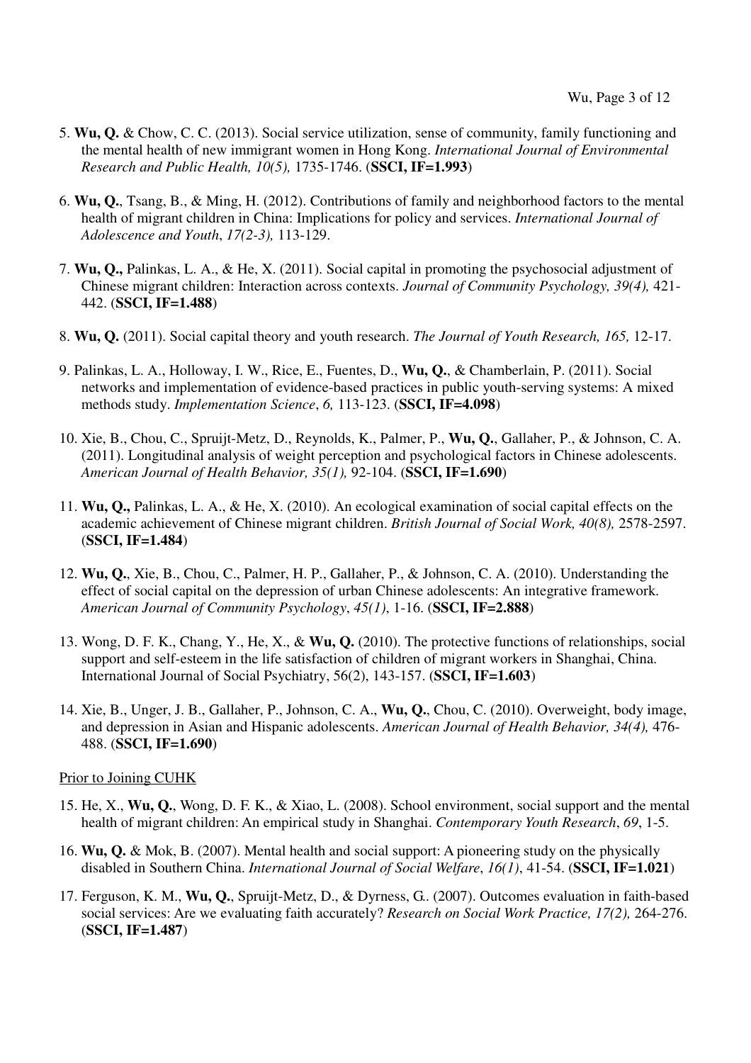5. **Wu, Q.** & Chow, C. C. (2013). Social service utilization, sense of community, family functioning and the mental health of new immigrant women in Hong Kong. *International Journal of Environmental Research and Public Health, 10(5),* 1735-1746. (**SSCI, IF=1.993**)

6. **Wu, Q.**, Tsang, B., & Ming, H. (2012). Contributions of family and neighborhood factors to the mental health of migrant children in China: Implications for policy and services. *International Journal of Adolescence and Youth*, *17(2-3),* 113-129.

7. **Wu, Q.,** Palinkas, L. A., & He, X. (2011). Social capital in promoting the psychosocial adjustment of Chinese migrant children: Interaction across contexts. *Journal of Community Psychology, 39(4),* 421-442. (**SSCI, IF=1.488**)

8. **Wu, Q.** (2011). Social capital theory and youth research. *The Journal of Youth Research, 165,* 12-17.

9. Palinkas, L. A., Holloway, I. W., Rice, E., Fuentes, D., **Wu, Q.**, & Chamberlain, P. (2011). Social networks and implementation of evidence-based practices in public youth-serving systems: A mixed methods study. *Implementation Science*, *6,* 113-123. (**SSCI, IF=4.098**)

10. Xie, B., Chou, C., Spruijt-Metz, D., Reynolds, K., Palmer, P., **Wu, Q.**, Gallaher, P., & Johnson, C. A. (2011). Longitudinal analysis of weight perception and psychological factors in Chinese adolescents. *American Journal of Health Behavior, 35(1),* 92-104. (**SSCI, IF=1.690**)

11. **Wu, Q.,** Palinkas, L. A., & He, X. (2010). An ecological examination of social capital effects on the academic achievement of Chinese migrant children. *British Journal of Social Work, 40(8),* 2578-2597. (**SSCI, IF=1.484**)

12. **Wu, Q.**, Xie, B., Chou, C., Palmer, H. P., Gallaher, P., & Johnson, C. A. (2010). Understanding the effect of social capital on the depression of urban Chinese adolescents: An integrative framework. *American Journal of Community Psychology*, *45(1)*, 1-16. (**SSCI, IF=2.888**)

13. Wong, D. F. K., Chang, Y., He, X., & **Wu, Q.** (2010). The protective functions of relationships, social support and self-esteem in the life satisfaction of children of migrant workers in Shanghai, China. International Journal of Social Psychiatry, 56(2), 143-157. (**SSCI, IF=1.603**)

14. Xie, B., Unger, J. B., Gallaher, P., Johnson, C. A., **Wu, Q.**, Chou, C. (2010). Overweight, body image, and depression in Asian and Hispanic adolescents. *American Journal of Health Behavior, 34(4),* 476-488. (**SSCI, IF=1.690**)

<u>Prior to Joining CUHK</u>

15. He, X., **Wu, Q.**, Wong, D. F. K., & Xiao, L. (2008). School environment, social support and the mental health of migrant children: An empirical study in Shanghai. *Contemporary Youth Research*, *69*, 1-5.

16. **Wu, Q.** & Mok, B. (2007). Mental health and social support: A pioneering study on the physically disabled in Southern China. *International Journal of Social Welfare*, *16(1)*, 41-54. (**SSCI, IF=1.021**)

17. Ferguson, K. M., **Wu, Q.**, Spruijt-Metz, D., & Dyrness, G.. (2007). Outcomes evaluation in faith-based social services: Are we evaluating faith accurately? *Research on Social Work Practice, 17(2),* 264-276. (**SSCI, IF=1.487**)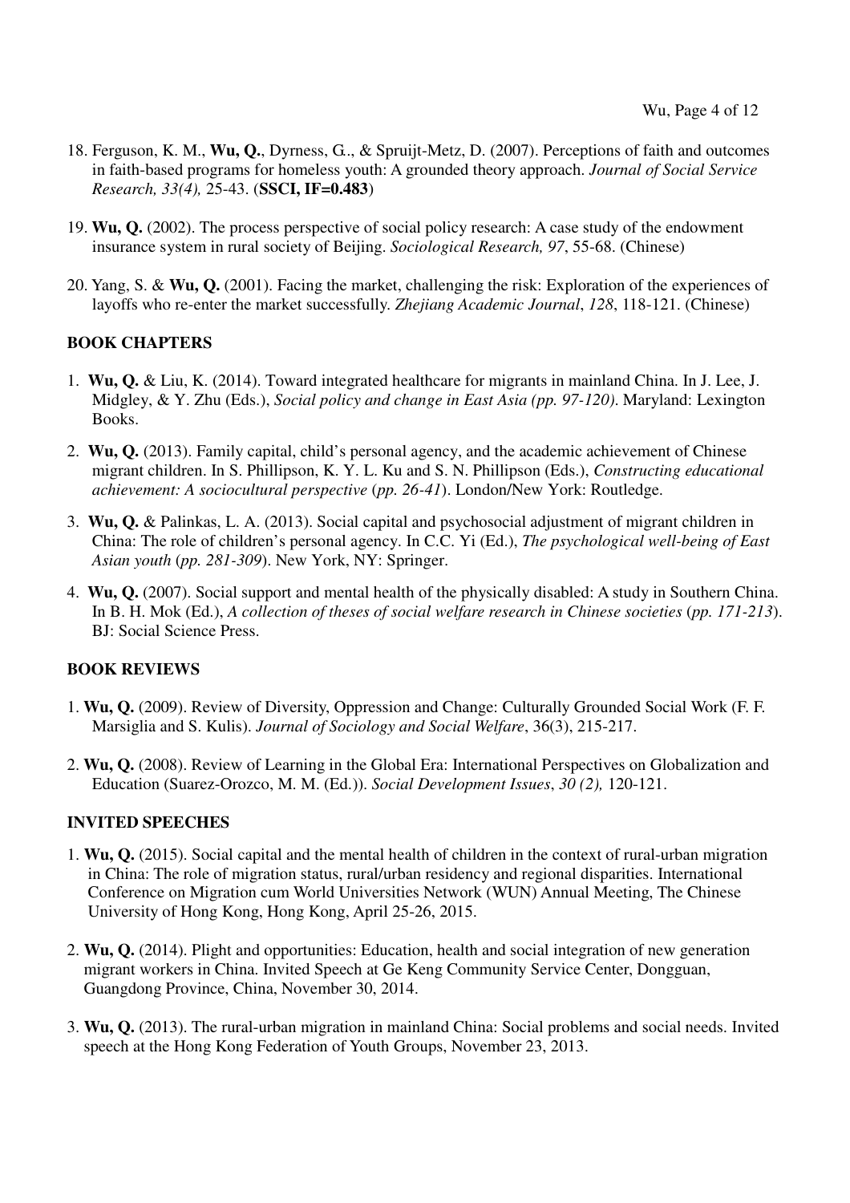18. Ferguson, K. M., **Wu, Q.**, Dyrness, G.., & Spruijt-Metz, D. (2007). Perceptions of faith and outcomes in faith-based programs for homeless youth: A grounded theory approach. *Journal of Social Service Research, 33(4),* 25-43. (**SSCI, IF=0.483**)

19. **Wu, Q.** (2002). The process perspective of social policy research: A case study of the endowment insurance system in rural society of Beijing. *Sociological Research, 97*, 55-68. (Chinese)

20. Yang, S. & **Wu, Q.** (2001). Facing the market, challenging the risk: Exploration of the experiences of layoffs who re-enter the market successfully. *Zhejiang Academic Journal*, *128*, 118-121. (Chinese)

### BOOK CHAPTERS

1. **Wu, Q.** & Liu, K. (2014). Toward integrated healthcare for migrants in mainland China. In J. Lee, J. Midgley, & Y. Zhu (Eds.), *Social policy and change in East Asia (pp. 97-120)*. Maryland: Lexington Books.

2. **Wu, Q.** (2013). Family capital, child's personal agency, and the academic achievement of Chinese migrant children. In S. Phillipson, K. Y. L. Ku and S. N. Phillipson (Eds.), *Constructing educational achievement: A sociocultural perspective* (*pp. 26-41*). London/New York: Routledge.

3. **Wu, Q.** & Palinkas, L. A. (2013). Social capital and psychosocial adjustment of migrant children in China: The role of children's personal agency. In C.C. Yi (Ed.), *The psychological well-being of East Asian youth* (*pp. 281-309*). New York, NY: Springer.

4. **Wu, Q.** (2007). Social support and mental health of the physically disabled: A study in Southern China. In B. H. Mok (Ed.), *A collection of theses of social welfare research in Chinese societies* (*pp. 171-213*). BJ: Social Science Press.

### BOOK REVIEWS

1. **Wu, Q.** (2009). Review of Diversity, Oppression and Change: Culturally Grounded Social Work (F. F. Marsiglia and S. Kulis). *Journal of Sociology and Social Welfare*, 36(3), 215-217.

2. **Wu, Q.** (2008). Review of Learning in the Global Era: International Perspectives on Globalization and Education (Suarez-Orozco, M. M. (Ed.)). *Social Development Issues*, *30 (2),* 120-121.

### INVITED SPEECHES

1. **Wu, Q.** (2015). Social capital and the mental health of children in the context of rural-urban migration in China: The role of migration status, rural/urban residency and regional disparities. International Conference on Migration cum World Universities Network (WUN) Annual Meeting, The Chinese University of Hong Kong, Hong Kong, April 25-26, 2015.

2. **Wu, Q.** (2014). Plight and opportunities: Education, health and social integration of new generation migrant workers in China. Invited Speech at Ge Keng Community Service Center, Dongguan, Guangdong Province, China, November 30, 2014.

3. **Wu, Q.** (2013). The rural-urban migration in mainland China: Social problems and social needs. Invited speech at the Hong Kong Federation of Youth Groups, November 23, 2013.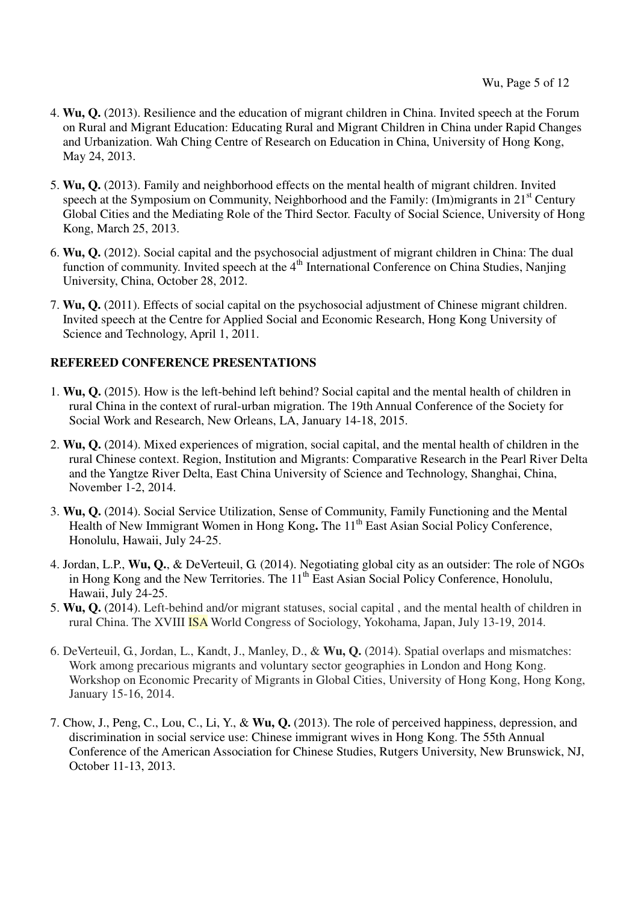4. **Wu, Q.** (2013). Resilience and the education of migrant children in China. Invited speech at the Forum on Rural and Migrant Education: Educating Rural and Migrant Children in China under Rapid Changes and Urbanization. Wah Ching Centre of Research on Education in China, University of Hong Kong, May 24, 2013.

5. **Wu, Q.** (2013). Family and neighborhood effects on the mental health of migrant children. Invited speech at the Symposium on Community, Neighborhood and the Family: (Im)migrants in 21st Century Global Cities and the Mediating Role of the Third Sector. Faculty of Social Science, University of Hong Kong, March 25, 2013.

6. **Wu, Q.** (2012). Social capital and the psychosocial adjustment of migrant children in China: The dual function of community. Invited speech at the 4th International Conference on China Studies, Nanjing University, China, October 28, 2012.

7. **Wu, Q.** (2011). Effects of social capital on the psychosocial adjustment of Chinese migrant children. Invited speech at the Centre for Applied Social and Economic Research, Hong Kong University of Science and Technology, April 1, 2011.

**REFEREED CONFERENCE PRESENTATIONS**

1. **Wu, Q.** (2015). How is the left-behind left behind? Social capital and the mental health of children in rural China in the context of rural-urban migration. The 19th Annual Conference of the Society for Social Work and Research, New Orleans, LA, January 14-18, 2015.

2. **Wu, Q.** (2014). Mixed experiences of migration, social capital, and the mental health of children in the rural Chinese context. Region, Institution and Migrants: Comparative Research in the Pearl River Delta and the Yangtze River Delta, East China University of Science and Technology, Shanghai, China, November 1-2, 2014.

3. **Wu, Q.** (2014). Social Service Utilization, Sense of Community, Family Functioning and the Mental Health of New Immigrant Women in Hong Kong**.** The 11th East Asian Social Policy Conference, Honolulu, Hawaii, July 24-25.

4. Jordan, L.P., **Wu, Q.**, & DeVerteuil, G. (2014). Negotiating global city as an outsider: The role of NGOs in Hong Kong and the New Territories. The 11th East Asian Social Policy Conference, Honolulu, Hawaii, July 24-25.

5. **Wu, Q.** (2014). Left-behind and/or migrant statuses, social capital , and the mental health of children in rural China. The XVIII ISA World Congress of Sociology, Yokohama, Japan, July 13-19, 2014.

6. DeVerteuil, G., Jordan, L., Kandt, J., Manley, D., & **Wu, Q.** (2014). Spatial overlaps and mismatches: Work among precarious migrants and voluntary sector geographies in London and Hong Kong. Workshop on Economic Precarity of Migrants in Global Cities, University of Hong Kong, Hong Kong, January 15-16, 2014.

7. Chow, J., Peng, C., Lou, C., Li, Y., & **Wu, Q.** (2013). The role of perceived happiness, depression, and discrimination in social service use: Chinese immigrant wives in Hong Kong. The 55th Annual Conference of the American Association for Chinese Studies, Rutgers University, New Brunswick, NJ, October 11-13, 2013.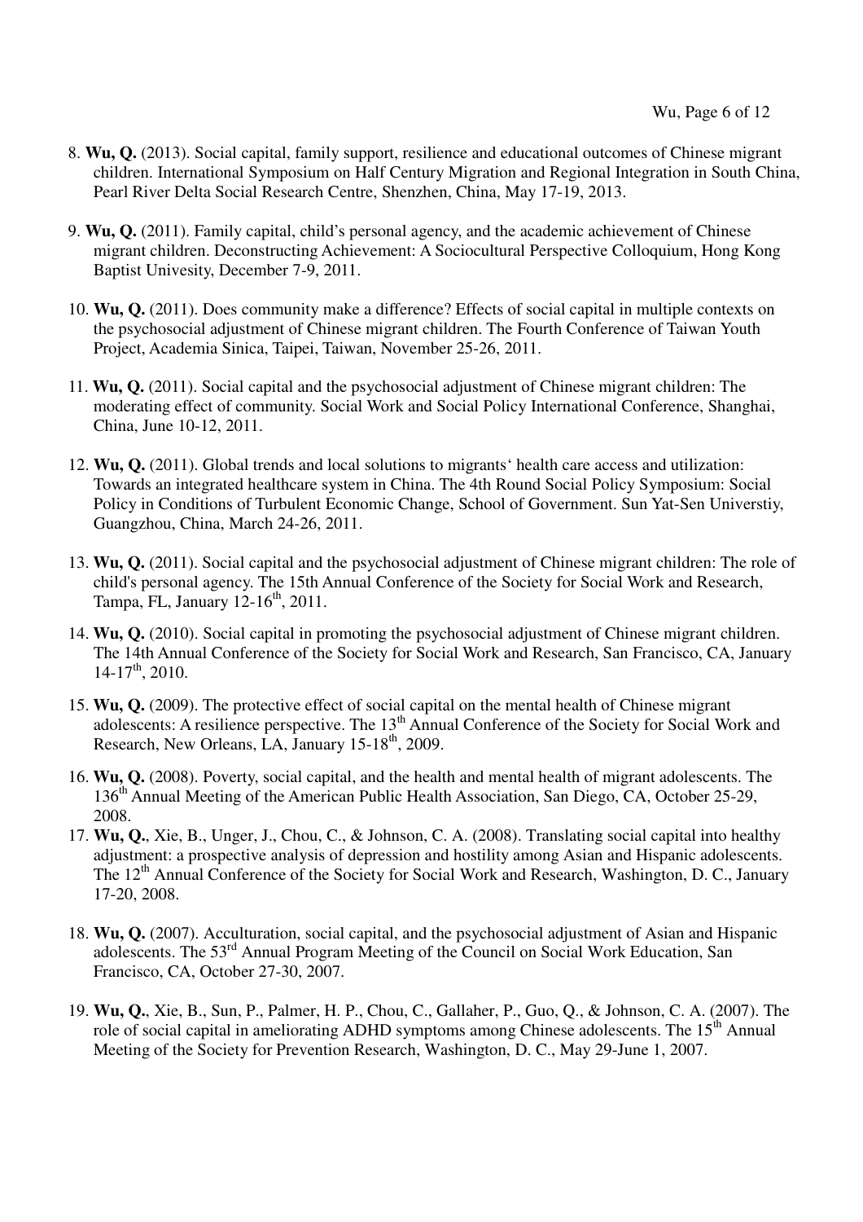8. **Wu, Q.** (2013). Social capital, family support, resilience and educational outcomes of Chinese migrant children. International Symposium on Half Century Migration and Regional Integration in South China, Pearl River Delta Social Research Centre, Shenzhen, China, May 17-19, 2013.

9. **Wu, Q.** (2011). Family capital, child's personal agency, and the academic achievement of Chinese migrant children. Deconstructing Achievement: A Sociocultural Perspective Colloquium, Hong Kong Baptist Univesity, December 7-9, 2011.

10. **Wu, Q.** (2011). Does community make a difference? Effects of social capital in multiple contexts on the psychosocial adjustment of Chinese migrant children. The Fourth Conference of Taiwan Youth Project, Academia Sinica, Taipei, Taiwan, November 25-26, 2011.

11. **Wu, Q.** (2011). Social capital and the psychosocial adjustment of Chinese migrant children: The moderating effect of community. Social Work and Social Policy International Conference, Shanghai, China, June 10-12, 2011.

12. **Wu, Q.** (2011). Global trends and local solutions to migrants' health care access and utilization: Towards an integrated healthcare system in China. The 4th Round Social Policy Symposium: Social Policy in Conditions of Turbulent Economic Change, School of Government. Sun Yat-Sen Universtiy, Guangzhou, China, March 24-26, 2011.

13. **Wu, Q.** (2011). Social capital and the psychosocial adjustment of Chinese migrant children: The role of child's personal agency. The 15th Annual Conference of the Society for Social Work and Research, Tampa, FL, January 12-16th, 2011.

14. **Wu, Q.** (2010). Social capital in promoting the psychosocial adjustment of Chinese migrant children. The 14th Annual Conference of the Society for Social Work and Research, San Francisco, CA, January 14-17th, 2010.

15. **Wu, Q.** (2009). The protective effect of social capital on the mental health of Chinese migrant adolescents: A resilience perspective. The 13th Annual Conference of the Society for Social Work and Research, New Orleans, LA, January 15-18th, 2009.

16. **Wu, Q.** (2008). Poverty, social capital, and the health and mental health of migrant adolescents. The 136th Annual Meeting of the American Public Health Association, San Diego, CA, October 25-29, 2008.

17. **Wu, Q.**, Xie, B., Unger, J., Chou, C., & Johnson, C. A. (2008). Translating social capital into healthy adjustment: a prospective analysis of depression and hostility among Asian and Hispanic adolescents. The 12th Annual Conference of the Society for Social Work and Research, Washington, D. C., January 17-20, 2008.

18. **Wu, Q.** (2007). Acculturation, social capital, and the psychosocial adjustment of Asian and Hispanic adolescents. The 53rd Annual Program Meeting of the Council on Social Work Education, San Francisco, CA, October 27-30, 2007.

19. **Wu, Q.**, Xie, B., Sun, P., Palmer, H. P., Chou, C., Gallaher, P., Guo, Q., & Johnson, C. A. (2007). The role of social capital in ameliorating ADHD symptoms among Chinese adolescents. The 15th Annual Meeting of the Society for Prevention Research, Washington, D. C., May 29-June 1, 2007.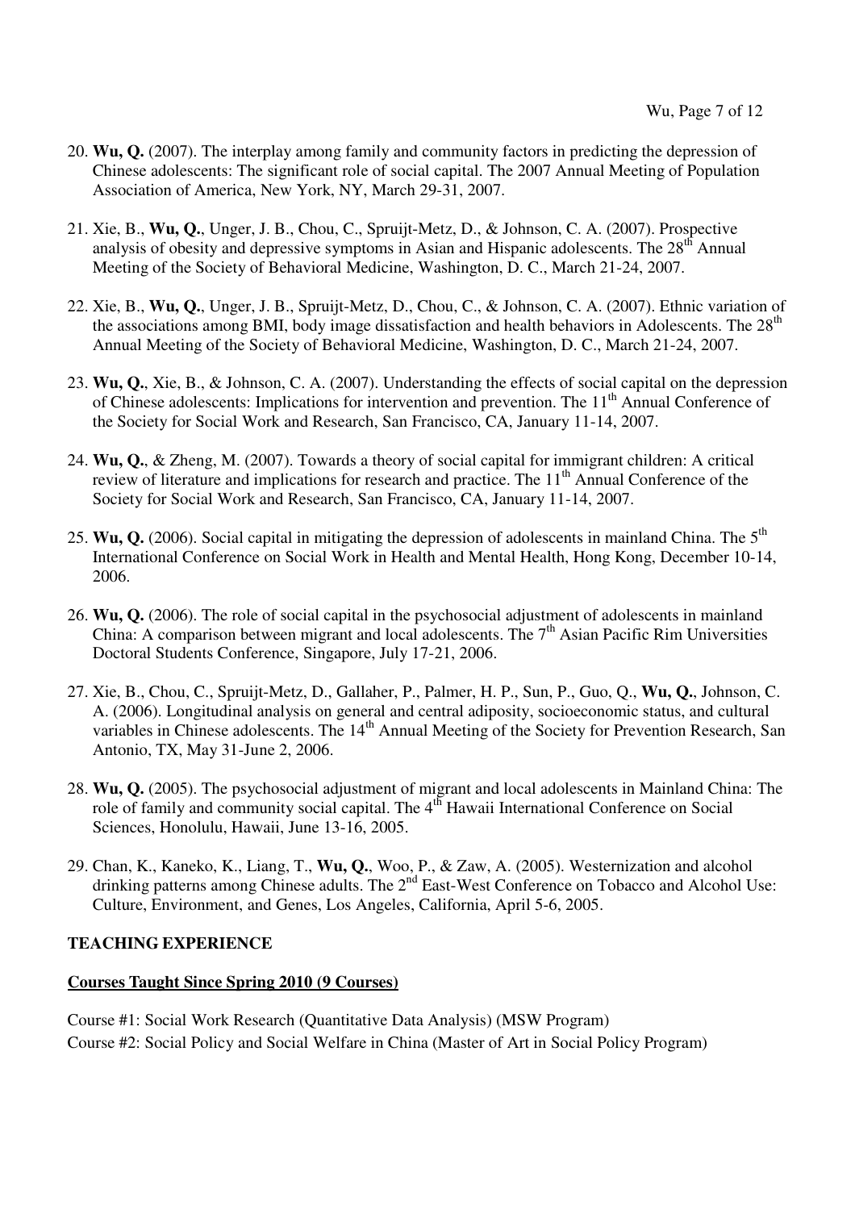20. **Wu, Q.** (2007). The interplay among family and community factors in predicting the depression of Chinese adolescents: The significant role of social capital. The 2007 Annual Meeting of Population Association of America, New York, NY, March 29-31, 2007.

21. Xie, B., **Wu, Q.**, Unger, J. B., Chou, C., Spruijt-Metz, D., & Johnson, C. A. (2007). Prospective analysis of obesity and depressive symptoms in Asian and Hispanic adolescents. The 28th Annual Meeting of the Society of Behavioral Medicine, Washington, D. C., March 21-24, 2007.

22. Xie, B., **Wu, Q.**, Unger, J. B., Spruijt-Metz, D., Chou, C., & Johnson, C. A. (2007). Ethnic variation of the associations among BMI, body image dissatisfaction and health behaviors in Adolescents. The 28th Annual Meeting of the Society of Behavioral Medicine, Washington, D. C., March 21-24, 2007.

23. **Wu, Q.**, Xie, B., & Johnson, C. A. (2007). Understanding the effects of social capital on the depression of Chinese adolescents: Implications for intervention and prevention. The 11th Annual Conference of the Society for Social Work and Research, San Francisco, CA, January 11-14, 2007.

24. **Wu, Q.**, & Zheng, M. (2007). Towards a theory of social capital for immigrant children: A critical review of literature and implications for research and practice. The 11th Annual Conference of the Society for Social Work and Research, San Francisco, CA, January 11-14, 2007.

25. **Wu, Q.** (2006). Social capital in mitigating the depression of adolescents in mainland China. The 5th International Conference on Social Work in Health and Mental Health, Hong Kong, December 10-14, 2006.

26. **Wu, Q.** (2006). The role of social capital in the psychosocial adjustment of adolescents in mainland China: A comparison between migrant and local adolescents. The 7th Asian Pacific Rim Universities Doctoral Students Conference, Singapore, July 17-21, 2006.

27. Xie, B., Chou, C., Spruijt-Metz, D., Gallaher, P., Palmer, H. P., Sun, P., Guo, Q., **Wu, Q.**, Johnson, C. A. (2006). Longitudinal analysis on general and central adiposity, socioeconomic status, and cultural variables in Chinese adolescents. The 14th Annual Meeting of the Society for Prevention Research, San Antonio, TX, May 31-June 2, 2006.

28. **Wu, Q.** (2005). The psychosocial adjustment of migrant and local adolescents in Mainland China: The role of family and community social capital. The 4th Hawaii International Conference on Social Sciences, Honolulu, Hawaii, June 13-16, 2005.

29. Chan, K., Kaneko, K., Liang, T., **Wu, Q.**, Woo, P., & Zaw, A. (2005). Westernization and alcohol drinking patterns among Chinese adults. The 2nd East-West Conference on Tobacco and Alcohol Use: Culture, Environment, and Genes, Los Angeles, California, April 5-6, 2005.

## TEACHING EXPERIENCE

### Courses Taught Since Spring 2010 (9 Courses)

Course #1: Social Work Research (Quantitative Data Analysis) (MSW Program)
Course #2: Social Policy and Social Welfare in China (Master of Art in Social Policy Program)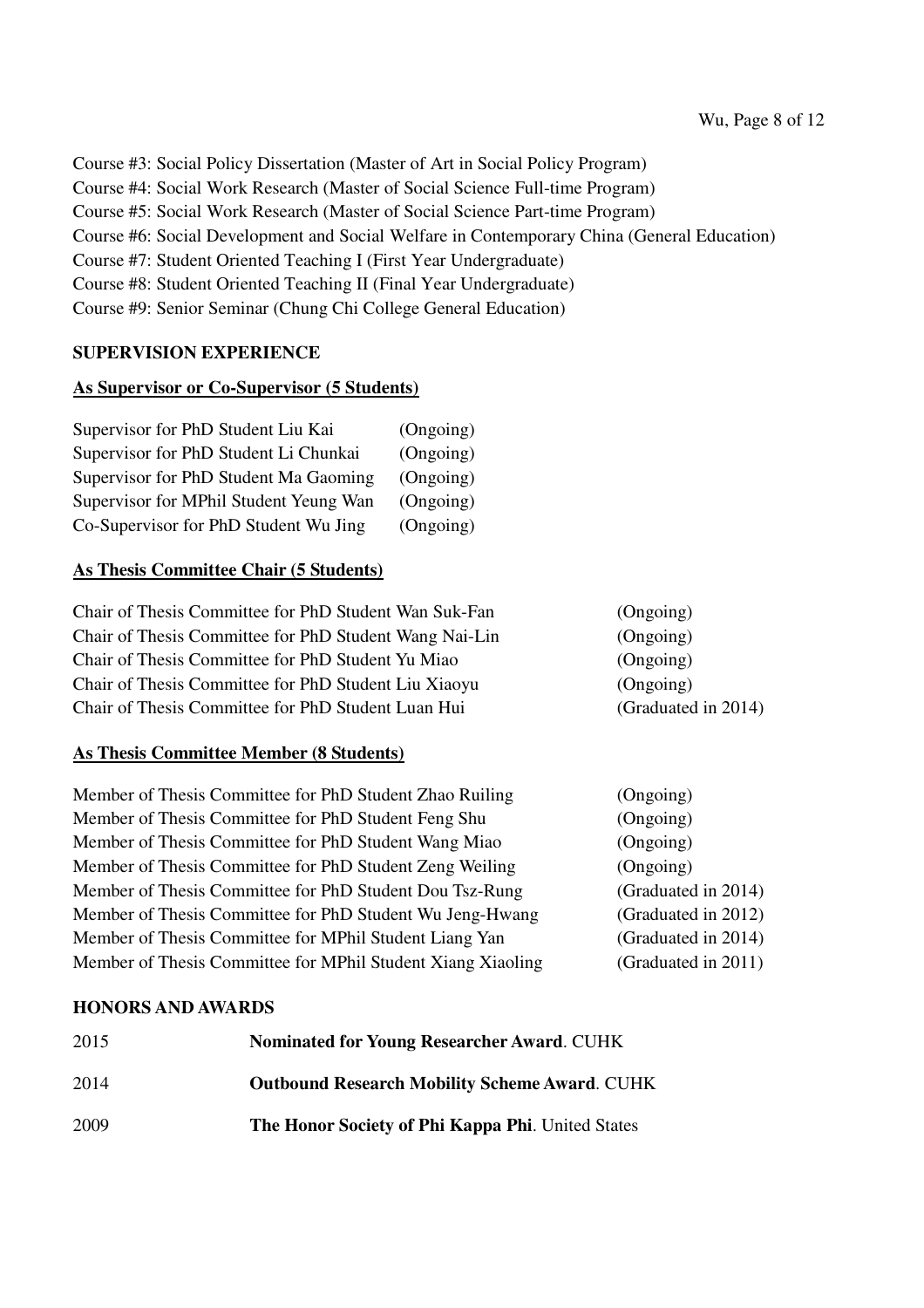Course #3: Social Policy Dissertation (Master of Art in Social Policy Program)
Course #4: Social Work Research (Master of Social Science Full-time Program)
Course #5: Social Work Research (Master of Social Science Part-time Program)
Course #6: Social Development and Social Welfare in Contemporary China (General Education)
Course #7: Student Oriented Teaching I (First Year Undergraduate)
Course #8: Student Oriented Teaching II (Final Year Undergraduate)
Course #9: Senior Seminar (Chung Chi College General Education)

## SUPERVISION EXPERIENCE

### As Supervisor or Co-Supervisor (5 Students)

| | |
|---|---|
| Supervisor for PhD Student Liu Kai | (Ongoing) |
| Supervisor for PhD Student Li Chunkai | (Ongoing) |
| Supervisor for PhD Student Ma Gaoming | (Ongoing) |
| Supervisor for MPhil Student Yeung Wan | (Ongoing) |
| Co-Supervisor for PhD Student Wu Jing | (Ongoing) |

### As Thesis Committee Chair (5 Students)

| | |
|---|---|
| Chair of Thesis Committee for PhD Student Wan Suk-Fan | (Ongoing) |
| Chair of Thesis Committee for PhD Student Wang Nai-Lin | (Ongoing) |
| Chair of Thesis Committee for PhD Student Yu Miao | (Ongoing) |
| Chair of Thesis Committee for PhD Student Liu Xiaoyu | (Ongoing) |
| Chair of Thesis Committee for PhD Student Luan Hui | (Graduated in 2014) |

### As Thesis Committee Member (8 Students)

| | |
|---|---|
| Member of Thesis Committee for PhD Student Zhao Ruiling | (Ongoing) |
| Member of Thesis Committee for PhD Student Feng Shu | (Ongoing) |
| Member of Thesis Committee for PhD Student Wang Miao | (Ongoing) |
| Member of Thesis Committee for PhD Student Zeng Weiling | (Ongoing) |
| Member of Thesis Committee for PhD Student Dou Tsz-Rung | (Graduated in 2014) |
| Member of Thesis Committee for PhD Student Wu Jeng-Hwang | (Graduated in 2012) |
| Member of Thesis Committee for MPhil Student Liang Yan | (Graduated in 2014) |
| Member of Thesis Committee for MPhil Student Xiang Xiaoling | (Graduated in 2011) |

## HONORS AND AWARDS

| | |
|---|---|
| 2015 | **Nominated for Young Researcher Award**. CUHK |
| 2014 | **Outbound Research Mobility Scheme Award**. CUHK |
| 2009 | **The Honor Society of Phi Kappa Phi**. United States |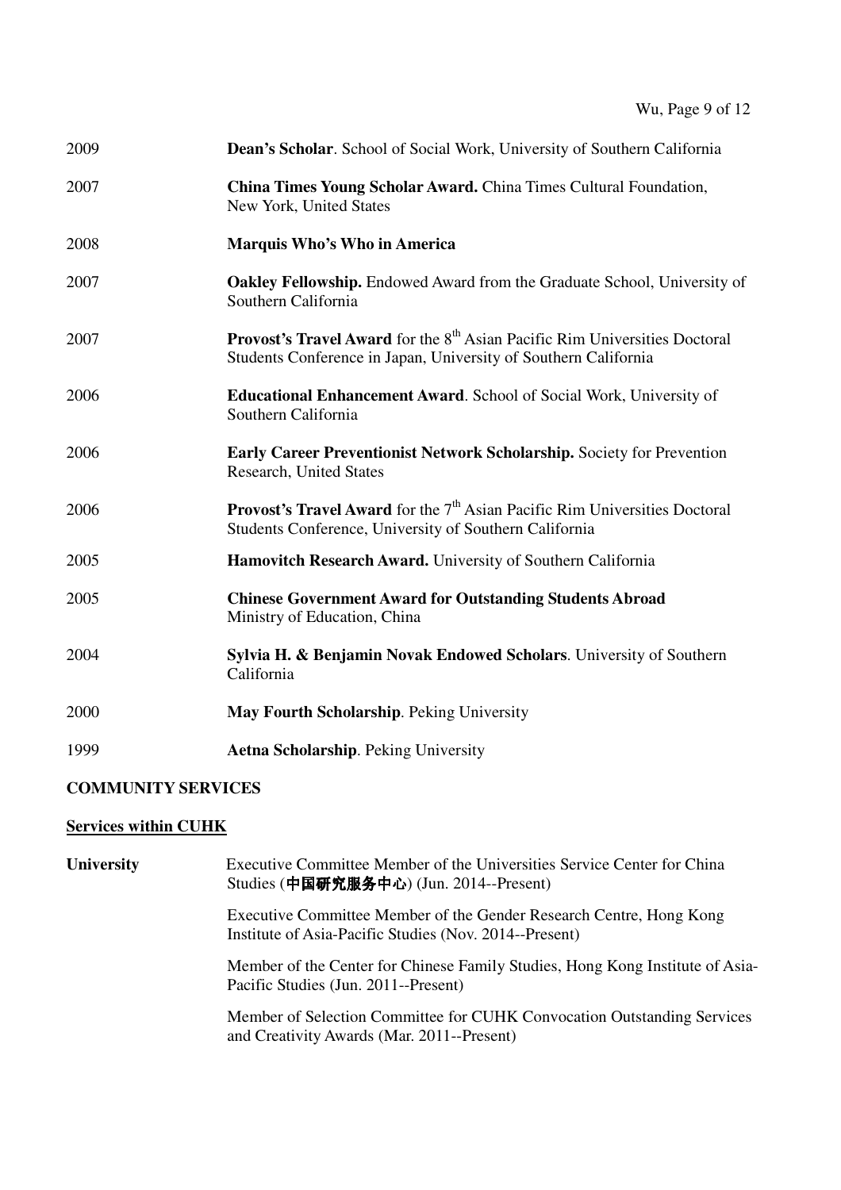2009 **Dean's Scholar**. School of Social Work, University of Southern California

2007 **China Times Young Scholar Award.** China Times Cultural Foundation, New York, United States

2008 **Marquis Who's Who in America**

2007 **Oakley Fellowship.** Endowed Award from the Graduate School, University of Southern California

2007 **Provost's Travel Award** for the 8th Asian Pacific Rim Universities Doctoral Students Conference in Japan, University of Southern California

2006 **Educational Enhancement Award**. School of Social Work, University of Southern California

2006 **Early Career Preventionist Network Scholarship.** Society for Prevention Research, United States

2006 **Provost's Travel Award** for the 7th Asian Pacific Rim Universities Doctoral Students Conference, University of Southern California

2005 **Hamovitch Research Award.** University of Southern California

2005 **Chinese Government Award for Outstanding Students Abroad** Ministry of Education, China

2004 **Sylvia H. & Benjamin Novak Endowed Scholars**. University of Southern California

2000 **May Fourth Scholarship**. Peking University

1999 **Aetna Scholarship**. Peking University

## COMMUNITY SERVICES

### Services within CUHK

**University**

Executive Committee Member of the Universities Service Center for China Studies (**中国研究服务中心**) (Jun. 2014--Present)

Executive Committee Member of the Gender Research Centre, Hong Kong Institute of Asia-Pacific Studies (Nov. 2014--Present)

Member of the Center for Chinese Family Studies, Hong Kong Institute of Asia-Pacific Studies (Jun. 2011--Present)

Member of Selection Committee for CUHK Convocation Outstanding Services and Creativity Awards (Mar. 2011--Present)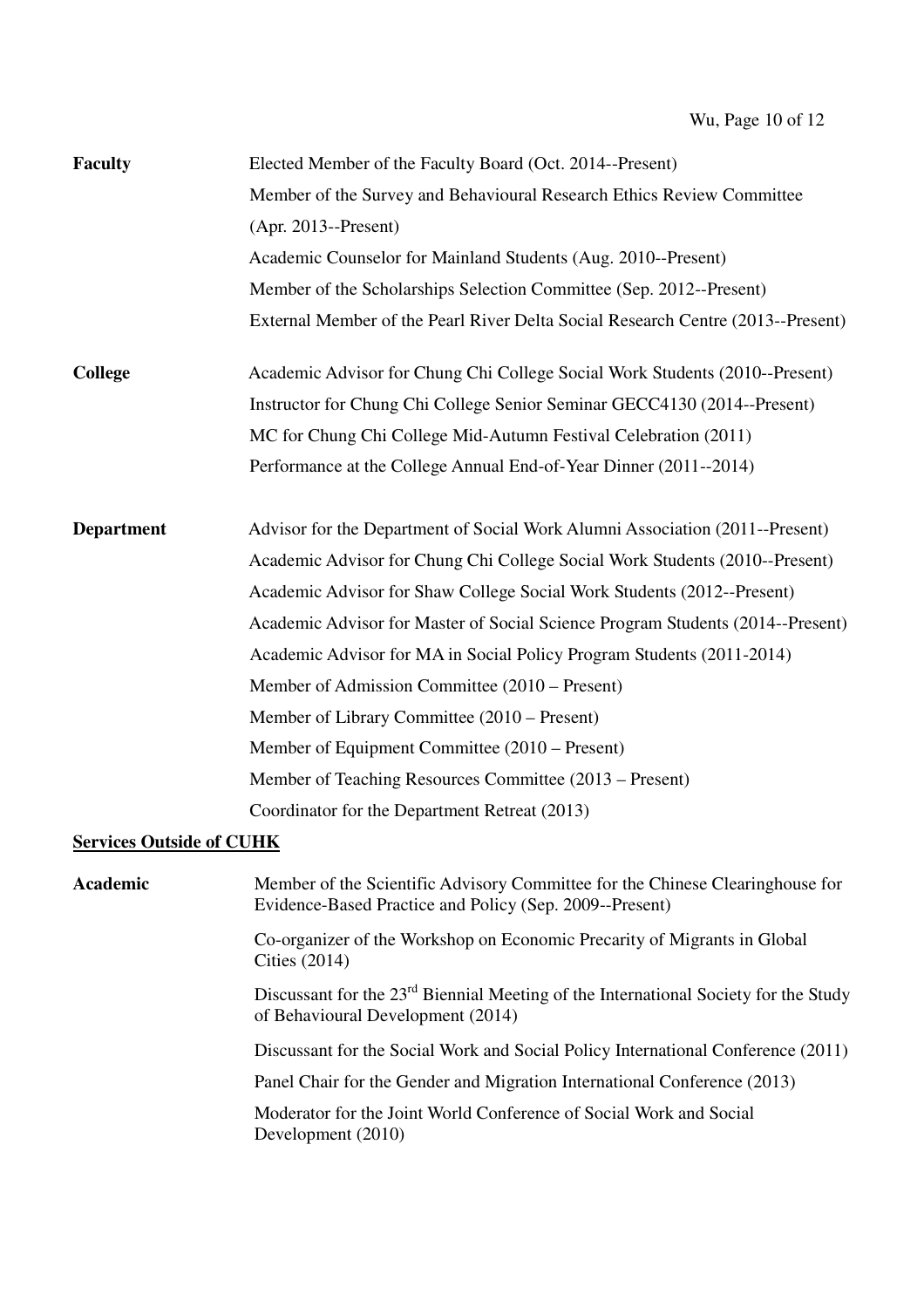**Faculty**

Elected Member of the Faculty Board (Oct. 2014--Present)

Member of the Survey and Behavioural Research Ethics Review Committee (Apr. 2013--Present)

Academic Counselor for Mainland Students (Aug. 2010--Present)

Member of the Scholarships Selection Committee (Sep. 2012--Present)

External Member of the Pearl River Delta Social Research Centre (2013--Present)

**College**

Academic Advisor for Chung Chi College Social Work Students (2010--Present)

Instructor for Chung Chi College Senior Seminar GECC4130 (2014--Present)

MC for Chung Chi College Mid-Autumn Festival Celebration (2011)

Performance at the College Annual End-of-Year Dinner (2011--2014)

**Department**

Advisor for the Department of Social Work Alumni Association (2011--Present)

Academic Advisor for Chung Chi College Social Work Students (2010--Present)

Academic Advisor for Shaw College Social Work Students (2012--Present)

Academic Advisor for Master of Social Science Program Students (2014--Present)

Academic Advisor for MA in Social Policy Program Students (2011-2014)

Member of Admission Committee (2010 – Present)

Member of Library Committee (2010 – Present)

Member of Equipment Committee (2010 – Present)

Member of Teaching Resources Committee (2013 – Present)

Coordinator for the Department Retreat (2013)

## Services Outside of CUHK

**Academic**

Member of the Scientific Advisory Committee for the Chinese Clearinghouse for Evidence-Based Practice and Policy (Sep. 2009--Present)

Co-organizer of the Workshop on Economic Precarity of Migrants in Global Cities (2014)

Discussant for the 23rd Biennial Meeting of the International Society for the Study of Behavioural Development (2014)

Discussant for the Social Work and Social Policy International Conference (2011)

Panel Chair for the Gender and Migration International Conference (2013)

Moderator for the Joint World Conference of Social Work and Social Development (2010)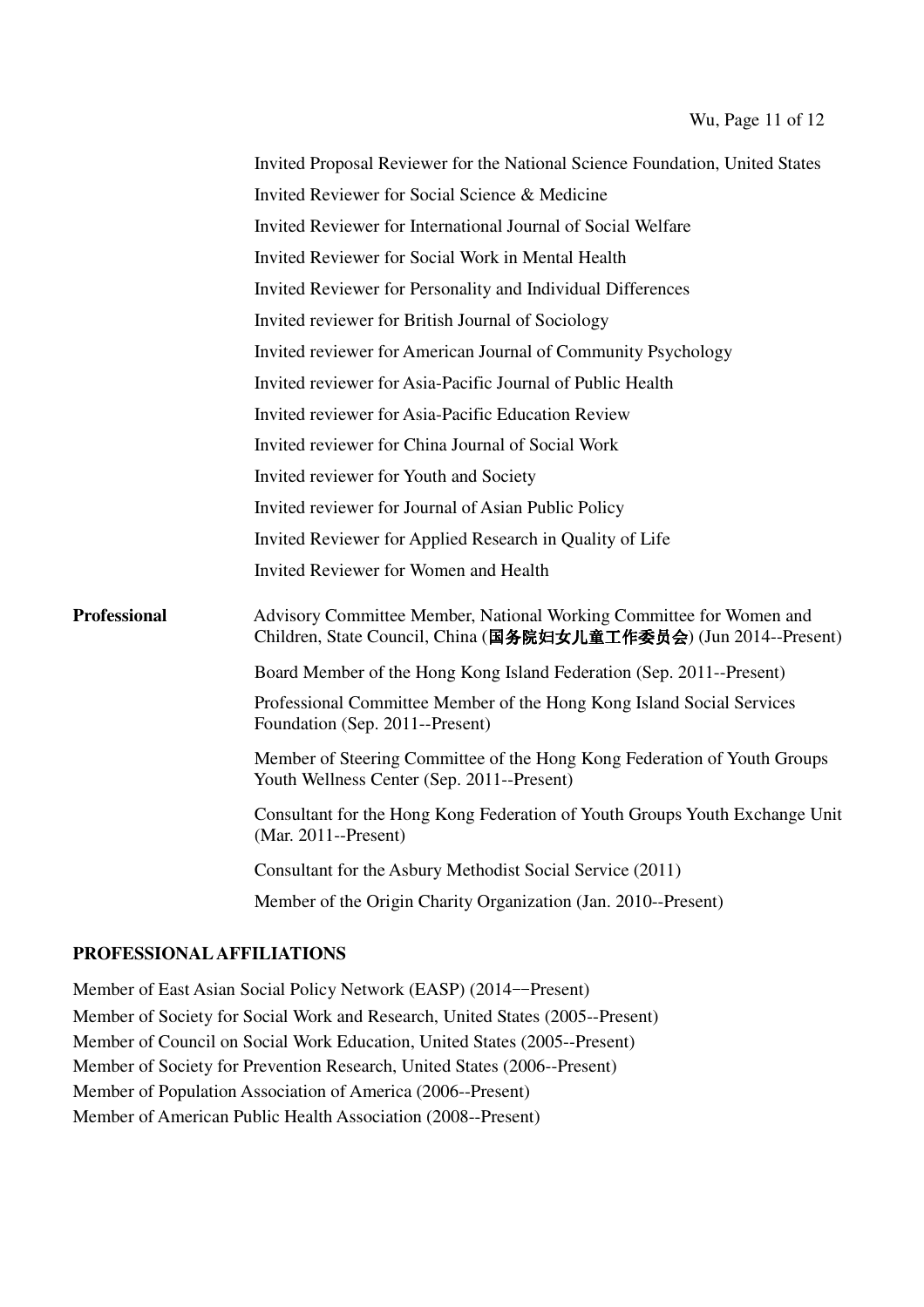Invited Proposal Reviewer for the National Science Foundation, United States

Invited Reviewer for Social Science & Medicine

Invited Reviewer for International Journal of Social Welfare

Invited Reviewer for Social Work in Mental Health

Invited Reviewer for Personality and Individual Differences

Invited reviewer for British Journal of Sociology

Invited reviewer for American Journal of Community Psychology

Invited reviewer for Asia-Pacific Journal of Public Health

Invited reviewer for Asia-Pacific Education Review

Invited reviewer for China Journal of Social Work

Invited reviewer for Youth and Society

Invited reviewer for Journal of Asian Public Policy

Invited Reviewer for Applied Research in Quality of Life

Invited Reviewer for Women and Health

**Professional**

Advisory Committee Member, National Working Committee for Women and Children, State Council, China (**国务院妇女儿童工作委员会**) (Jun 2014--Present)

Board Member of the Hong Kong Island Federation (Sep. 2011--Present)

Professional Committee Member of the Hong Kong Island Social Services Foundation (Sep. 2011--Present)

Member of Steering Committee of the Hong Kong Federation of Youth Groups Youth Wellness Center (Sep. 2011--Present)

Consultant for the Hong Kong Federation of Youth Groups Youth Exchange Unit (Mar. 2011--Present)

Consultant for the Asbury Methodist Social Service (2011)

Member of the Origin Charity Organization (Jan. 2010--Present)

## PROFESSIONAL AFFILIATIONS

Member of East Asian Social Policy Network (EASP) (2014−−Present)

Member of Society for Social Work and Research, United States (2005--Present)

Member of Council on Social Work Education, United States (2005--Present)

Member of Society for Prevention Research, United States (2006--Present)

Member of Population Association of America (2006--Present)

Member of American Public Health Association (2008--Present)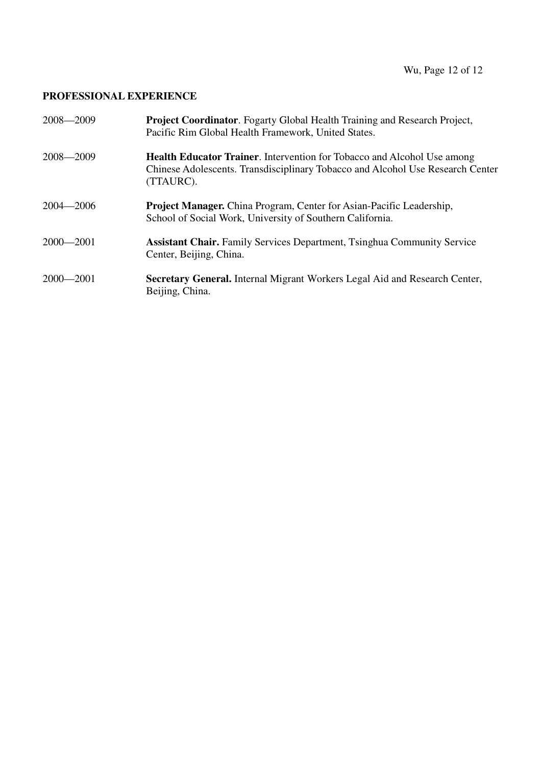**PROFESSIONAL EXPERIENCE**

2008—2009 **Project Coordinator**. Fogarty Global Health Training and Research Project, Pacific Rim Global Health Framework, United States.

2008—2009 **Health Educator Trainer**. Intervention for Tobacco and Alcohol Use among Chinese Adolescents. Transdisciplinary Tobacco and Alcohol Use Research Center (TTAURC).

2004—2006 **Project Manager.** China Program, Center for Asian-Pacific Leadership, School of Social Work, University of Southern California.

2000—2001 **Assistant Chair.** Family Services Department, Tsinghua Community Service Center, Beijing, China.

2000—2001 **Secretary General.** Internal Migrant Workers Legal Aid and Research Center, Beijing, China.